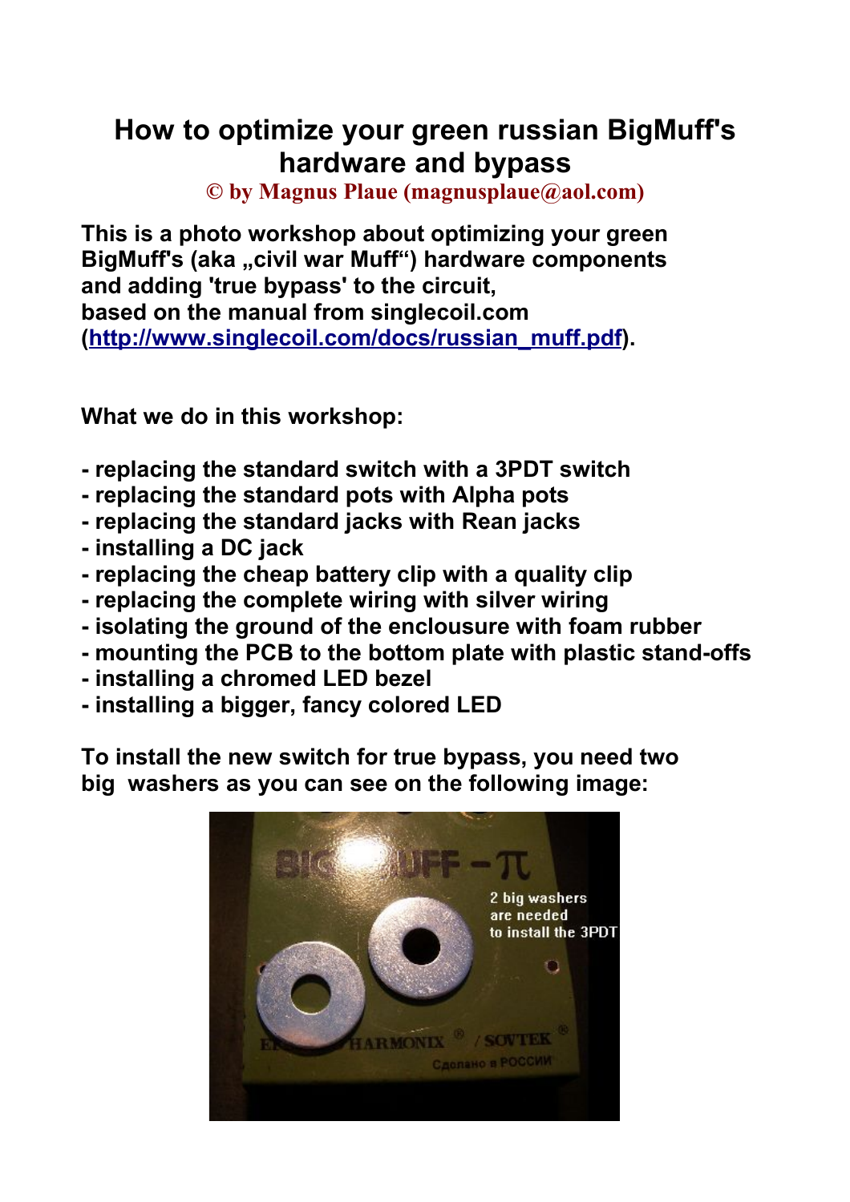# How to optimize your green russian BigMuff's hardware and bypass

© by Magnus Plaue (magnusplaue@aol.com)

**This is a photo workshop about optimizing your green BigMuff's (aka „civil war Muff“) hardware components and adding 'true bypass' to the circuit, based on the manual from singlecoil.com ([http://www.singlecoil.com/docs/russian_muff.pdf](http://www.singlecoil.com/docs/russian_muff.pdf)).**

**What we do in this workshop:**

- **replacing the standard switch with a 3PDT switch**
- **replacing the standard pots with Alpha pots**
- **replacing the standard jacks with Rean jacks**
- **installing a DC jack**
- **replacing the cheap battery clip with a quality clip**
- **replacing the complete wiring with silver wiring**
- **isolating the ground of the enclousure with foam rubber**
- **mounting the PCB to the bottom plate with plastic stand-offs**
- **installing a chromed LED bezel**
- **installing a bigger, fancy colored LED**

**To install the new switch for true bypass, you need two big washers as you can see on the following image:**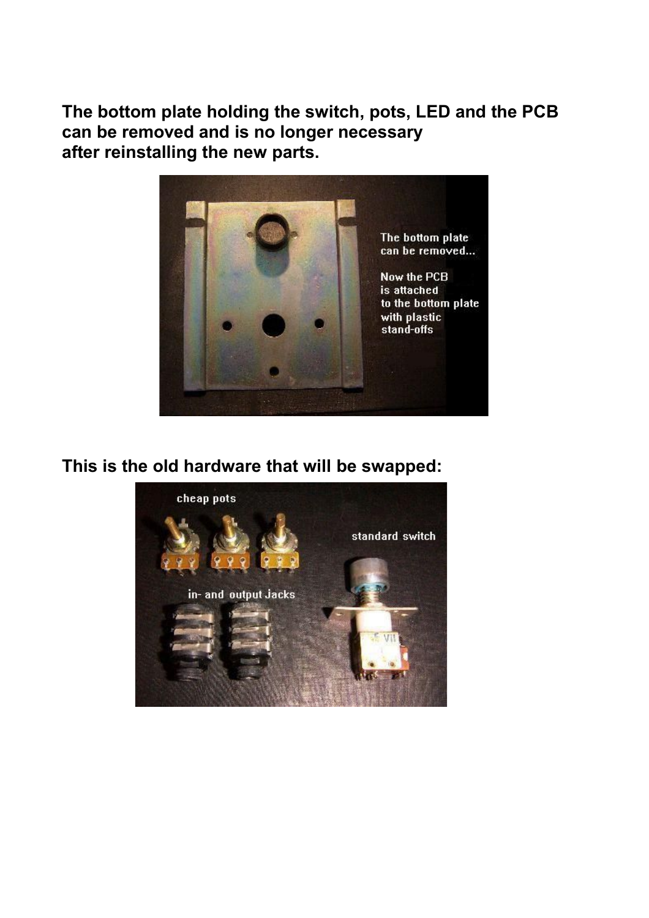**The bottom plate holding the switch, pots, LED and the PCB can be removed and is no longer necessary after reinstalling the new parts.**

**This is the old hardware that will be swapped:**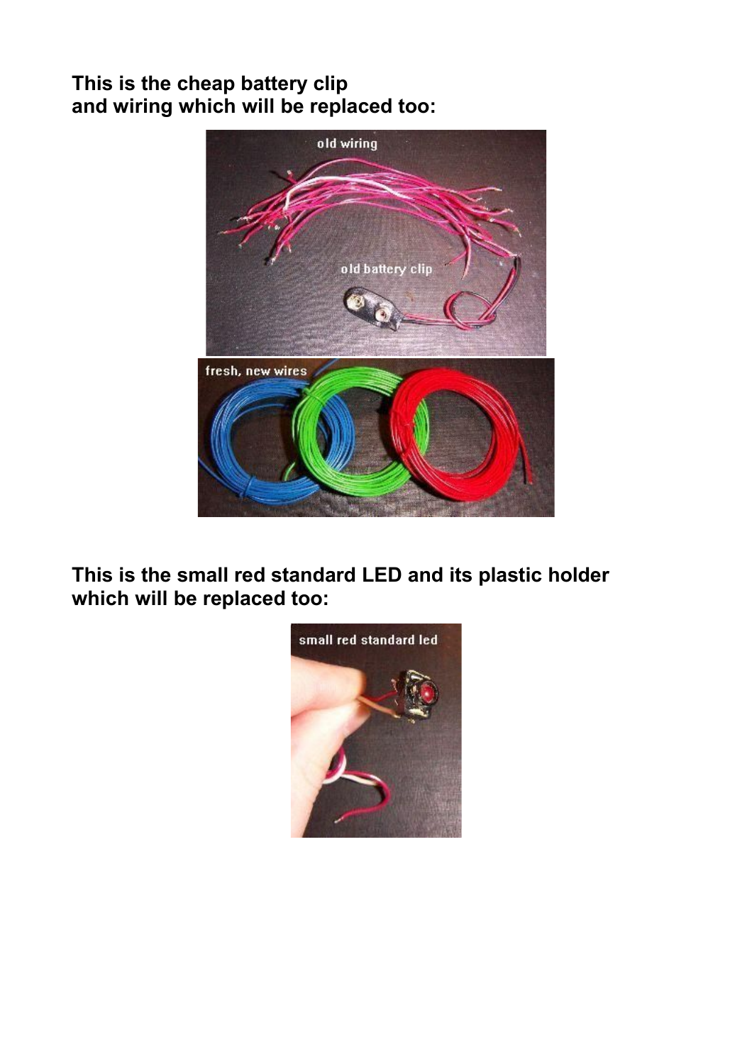**This is the cheap battery clip**
**and wiring which will be replaced too:**

**This is the small red standard LED and its plastic holder which will be replaced too:**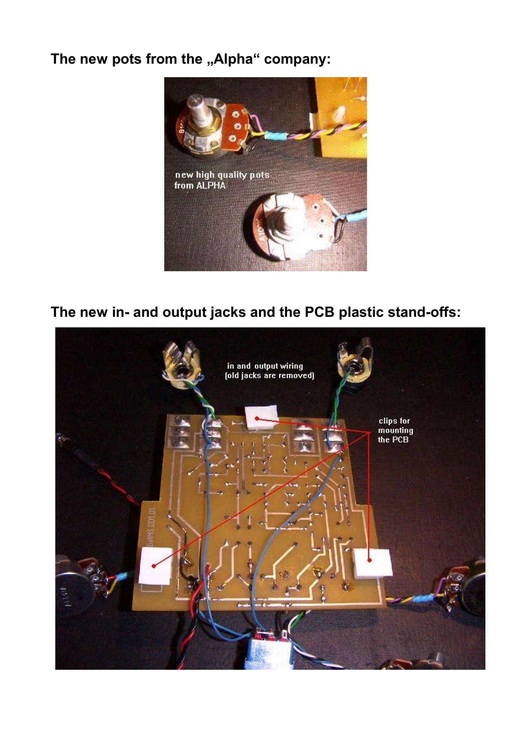**The new pots from the „Alpha“ company:**

**The new in- and output jacks and the PCB plastic stand-offs:**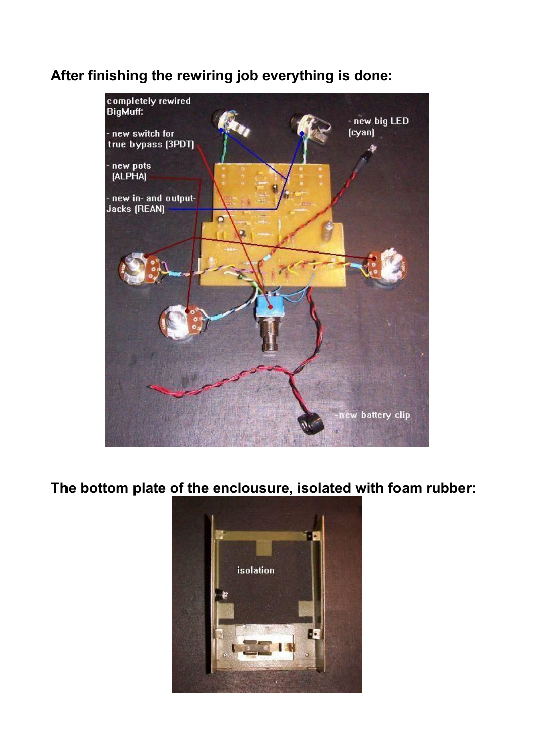**After finishing the rewiring job everything is done:**

**The bottom plate of the enclousure, isolated with foam rubber:**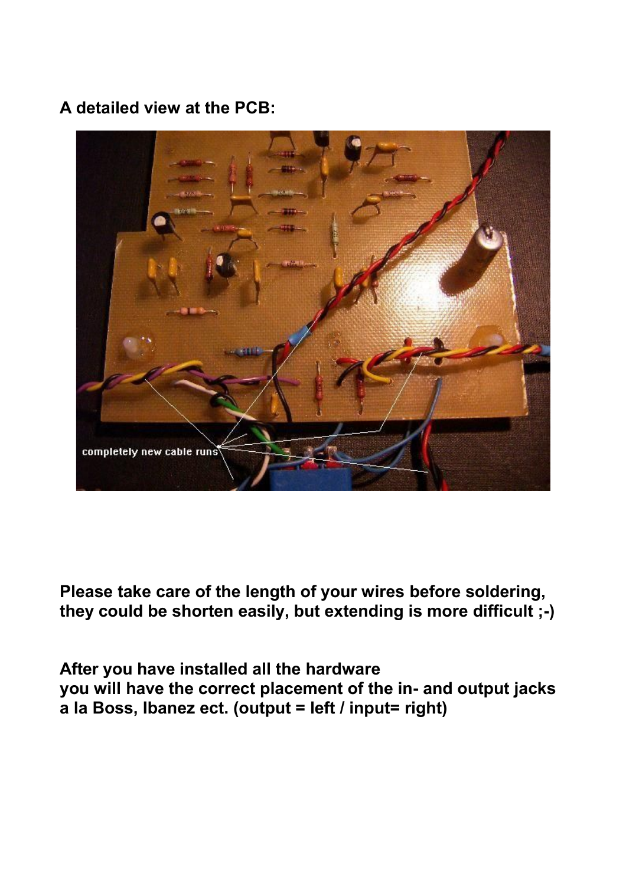**A detailed view at the PCB:**

**Please take care of the length of your wires before soldering, they could be shorten easily, but extending is more difficult ;-)**

**After you have installed all the hardware you will have the correct placement of the in- and output jacks a la Boss, Ibanez ect. (output = left / input= right)**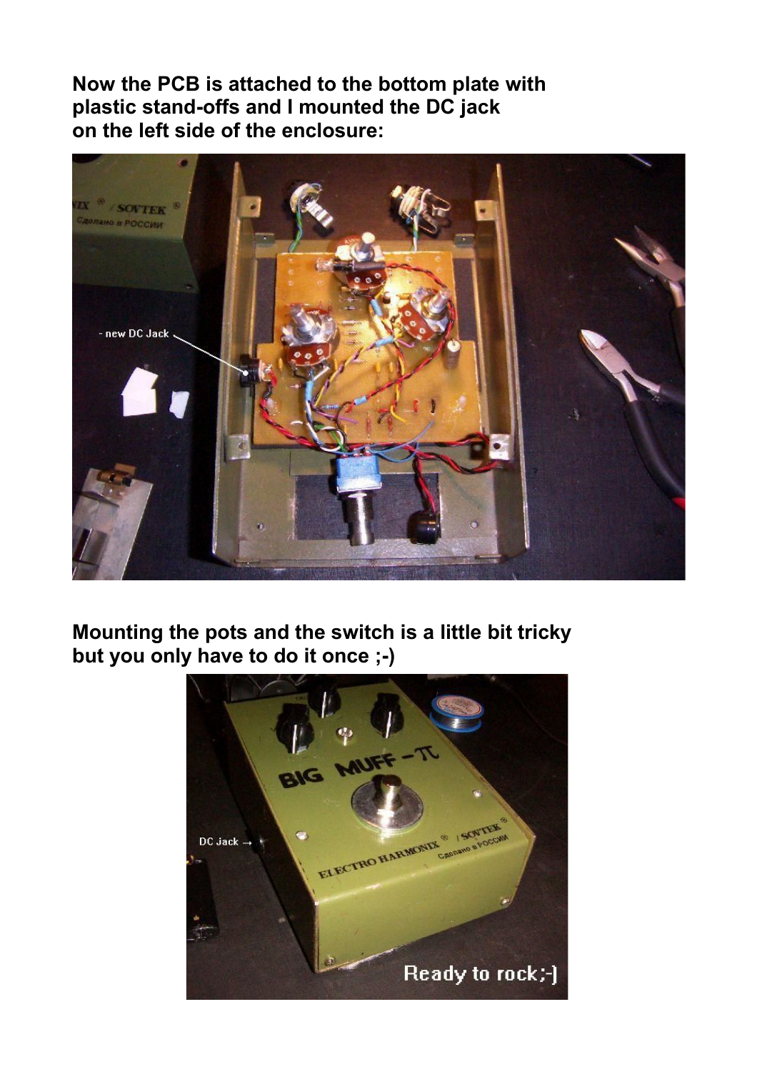**Now the PCB is attached to the bottom plate with plastic stand-offs and I mounted the DC jack on the left side of the enclosure:**

**Mounting the pots and the switch is a little bit tricky but you only have to do it once ;-)**